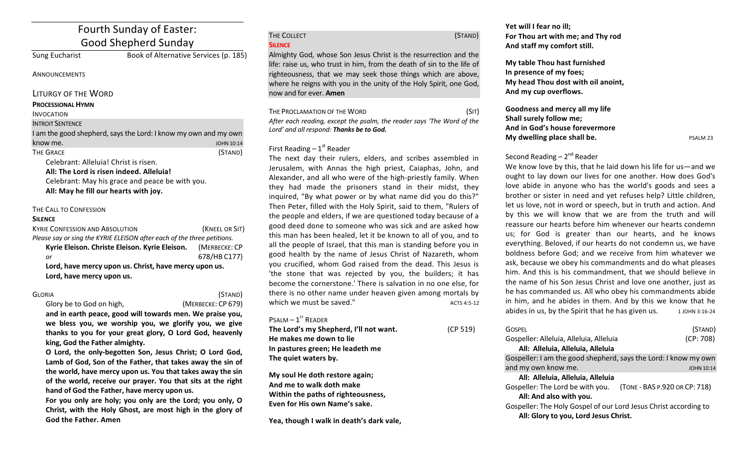# Fourth Sunday of Easter: Good Shepherd Sunday

Sung Eucharist — Book of Alternative Services (p. 185)

ANNOUNCEMENTS

## LITURGY OF THE WORD

**PROCESSIONAL HYMN**

INVOCATION

INTROIT SENTENCE

I am the good shepherd, says the Lord: I know my own and my own know me. JOHN 10:14

THE GRACE (STAND)

Celebrant: Alleluia! Christ is risen.

**All: The Lord is risen indeed. Alleluia!**

Celebrant: May his grace and peace be with you.

**All: May he fill our hearts with joy.**

THE CALL TO CONFESSION

**SILENCE**

KYRIE CONFESSION AND ABSOLUTION (KNEEL OR SIT)

*Please say or sing the KYRIE ELEISON after each of the three petitions.*

**Kyrie Eleison. Christe Eleison. Kyrie Eleison.** (MERBECKE: CP 678/HB C177)

*or*

**Lord, have mercy upon us. Christ, have mercy upon us. Lord, have mercy upon us.**

GLORIA (STAND)

Glory be to God on high, (MERBECKE: CP 679)

**and in earth peace, good will towards men. We praise you, we bless you, we worship you, we glorify you, we give thanks to you for your great glory, O Lord God, heavenly king, God the Father almighty.**

**O Lord, the only-begotten Son, Jesus Christ; O Lord God, Lamb of God, Son of the Father, that takes away the sin of the world, have mercy upon us. You that takes away the sin of the world, receive our prayer. You that sits at the right hand of God the Father, have mercy upon us.**

**For you only are holy; you only are the Lord; you only, O Christ, with the Holy Ghost, are most high in the glory of God the Father. Amen**

THE COLLECT (STAND)

**SILENCE**

Almighty God, whose Son Jesus Christ is the resurrection and the life: raise us, who trust in him, from the death of sin to the life of righteousness, that we may seek those things which are above, where he reigns with you in the unity of the Holy Spirit, one God, now and for ever. **Amen**

THE PROCLAMATION OF THE WORD (SIT)

*After each reading, except the psalm, the reader says 'The Word of the Lord' and all respond: **Thanks be to God.***

First Reading – 1st Reader

The next day their rulers, elders, and scribes assembled in Jerusalem, with Annas the high priest, Caiaphas, John, and Alexander, and all who were of the high-priestly family. When they had made the prisoners stand in their midst, they inquired, "By what power or by what name did you do this?" Then Peter, filled with the Holy Spirit, said to them, "Rulers of the people and elders, if we are questioned today because of a good deed done to someone who was sick and are asked how this man has been healed, let it be known to all of you, and to all the people of Israel, that this man is standing before you in good health by the name of Jesus Christ of Nazareth, whom you crucified, whom God raised from the dead. This Jesus is 'the stone that was rejected by you, the builders; it has become the cornerstone.' There is salvation in no one else, for there is no other name under heaven given among mortals by which we must be saved." ACTS 4:5-12

PSALM – 1ST READER

**The Lord's my Shepherd, I'll not want.** (CP 519)
**He makes me down to lie**
**In pastures green; He leadeth me**
**The quiet waters by.**

**My soul He doth restore again;**
**And me to walk doth make**
**Within the paths of righteousness,**
**Even for His own Name's sake.**

**Yea, though I walk in death's dark vale,**
**Yet will I fear no ill;**
**For Thou art with me; and Thy rod**
**And staff my comfort still.**

**My table Thou hast furnished**
**In presence of my foes;**
**My head Thou dost with oil anoint,**
**And my cup overflows.**

**Goodness and mercy all my life**
**Shall surely follow me;**
**And in God's house forevermore**
**My dwelling place shall be.** PSALM 23

Second Reading – 2nd Reader

We know love by this, that he laid down his life for us—and we ought to lay down our lives for one another. How does God's love abide in anyone who has the world's goods and sees a brother or sister in need and yet refuses help? Little children, let us love, not in word or speech, but in truth and action. And by this we will know that we are from the truth and will reassure our hearts before him whenever our hearts condemn us; for God is greater than our hearts, and he knows everything. Beloved, if our hearts do not condemn us, we have boldness before God; and we receive from him whatever we ask, because we obey his commandments and do what pleases him. And this is his commandment, that we should believe in the name of his Son Jesus Christ and love one another, just as he has commanded us. All who obey his commandments abide in him, and he abides in them. And by this we know that he abides in us, by the Spirit that he has given us. 1 JOHN 3:16-24

GOSPEL (STAND)

Gospeller: Alleluia, Alleluia, Alleluia (CP: 708)

**All: Alleluia, Alleluia, Alleluia**

Gospeller: I am the good shepherd, says the Lord: I know my own and my own know me. JOHN 10:14

**All: Alleluia, Alleluia, Alleluia**

Gospeller: The Lord be with you. (TONE - BAS P.920 OR CP: 718)

**All: And also with you.**

Gospeller: The Holy Gospel of our Lord Jesus Christ according to

**All: Glory to you, Lord Jesus Christ.**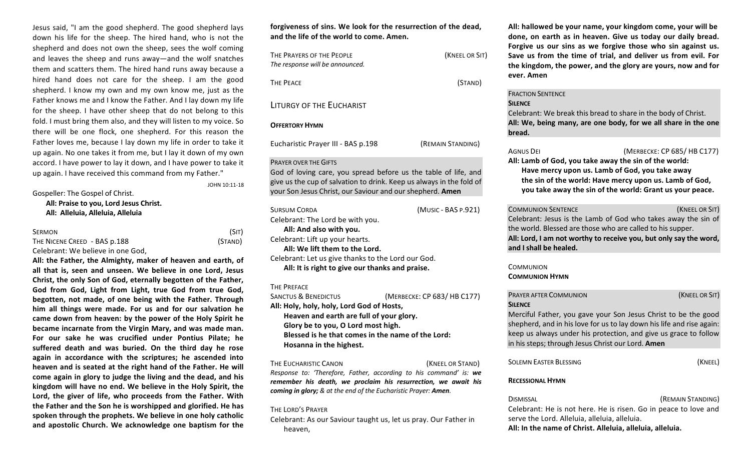Jesus said, "I am the good shepherd. The good shepherd lays down his life for the sheep. The hired hand, who is not the shepherd and does not own the sheep, sees the wolf coming and leaves the sheep and runs away—and the wolf snatches them and scatters them. The hired hand runs away because a hired hand does not care for the sheep. I am the good shepherd. I know my own and my own know me, just as the Father knows me and I know the Father. And I lay down my life for the sheep. I have other sheep that do not belong to this fold. I must bring them also, and they will listen to my voice. So there will be one flock, one shepherd. For this reason the Father loves me, because I lay down my life in order to take it up again. No one takes it from me, but I lay it down of my own accord. I have power to lay it down, and I have power to take it up again. I have received this command from my Father."

JOHN 10:11-18

Gospeller: The Gospel of Christ.

**All: Praise to you, Lord Jesus Christ.**
**All: Alleluia, Alleluia, Alleluia**

SERMON (SIT)

THE NICENE CREED - BAS p.188 (STAND)

Celebrant: We believe in one God,

**All: the Father, the Almighty, maker of heaven and earth, of all that is, seen and unseen. We believe in one Lord, Jesus Christ, the only Son of God, eternally begotten of the Father, God from God, Light from Light, true God from true God, begotten, not made, of one being with the Father. Through him all things were made. For us and for our salvation he came down from heaven: by the power of the Holy Spirit he became incarnate from the Virgin Mary, and was made man. For our sake he was crucified under Pontius Pilate; he suffered death and was buried. On the third day he rose again in accordance with the scriptures; he ascended into heaven and is seated at the right hand of the Father. He will come again in glory to judge the living and the dead, and his kingdom will have no end. We believe in the Holy Spirit, the Lord, the giver of life, who proceeds from the Father. With the Father and the Son he is worshipped and glorified. He has spoken through the prophets. We believe in one holy catholic and apostolic Church. We acknowledge one baptism for the forgiveness of sins. We look for the resurrection of the dead, and the life of the world to come. Amen.**

THE PRAYERS OF THE PEOPLE (KNEEL OR SIT)
*The response will be announced.*

THE PEACE (STAND)

## LITURGY OF THE EUCHARIST

**OFFERTORY HYMN**

Eucharistic Prayer III - BAS p.198 (REMAIN STANDING)

PRAYER OVER THE GIFTS

God of loving care, you spread before us the table of life, and give us the cup of salvation to drink. Keep us always in the fold of your Son Jesus Christ, our Saviour and our shepherd. **Amen**

SURSUM CORDA (MUSIC - BAS P.921)

Celebrant: The Lord be with you.
**All: And also with you.**
Celebrant: Lift up your hearts.
**All: We lift them to the Lord.**
Celebrant: Let us give thanks to the Lord our God.
**All: It is right to give our thanks and praise.**

THE PREFACE

SANCTUS & BENEDICTUS (MERBECKE: CP 683/ HB C177)

**All: Holy, holy, holy, Lord God of Hosts,**
**Heaven and earth are full of your glory.**
**Glory be to you, O Lord most high.**
**Blessed is he that comes in the name of the Lord:**
**Hosanna in the highest.**

THE EUCHARISTIC CANON (KNEEL OR STAND)

*Response to: 'Therefore, Father, according to his command' is:* ***we remember his death, we proclaim his resurrection, we await his coming in glory;*** *& at the end of the Eucharistic Prayer:* ***Amen****.*

THE LORD'S PRAYER

Celebrant: As our Saviour taught us, let us pray. Our Father in heaven,

**All: hallowed be your name, your kingdom come, your will be done, on earth as in heaven. Give us today our daily bread. Forgive us our sins as we forgive those who sin against us. Save us from the time of trial, and deliver us from evil. For the kingdom, the power, and the glory are yours, now and for ever. Amen**

FRACTION SENTENCE
**SILENCE**

Celebrant: We break this bread to share in the body of Christ.
**All: We, being many, are one body, for we all share in the one bread.**

AGNUS DEI (MERBECKE: CP 685/ HB C177)

**All: Lamb of God, you take away the sin of the world:**
**Have mercy upon us. Lamb of God, you take away**
**the sin of the world: Have mercy upon us. Lamb of God,**
**you take away the sin of the world: Grant us your peace.**

COMMUNION SENTENCE (KNEEL OR SIT)

Celebrant: Jesus is the Lamb of God who takes away the sin of the world. Blessed are those who are called to his supper.
**All: Lord, I am not worthy to receive you, but only say the word, and I shall be healed.**

COMMUNION
**COMMUNION HYMN**

PRAYER AFTER COMMUNION (KNEEL OR SIT)
**SILENCE**

Merciful Father, you gave your Son Jesus Christ to be the good shepherd, and in his love for us to lay down his life and rise again: keep us always under his protection, and give us grace to follow in his steps; through Jesus Christ our Lord. **Amen**

SOLEMN EASTER BLESSING (KNEEL)

**RECESSIONAL HYMN**

DISMISSAL (REMAIN STANDING)

Celebrant: He is not here. He is risen. Go in peace to love and serve the Lord. Alleluia, alleluia, alleluia.
**All: In the name of Christ. Alleluia, alleluia, alleluia.**